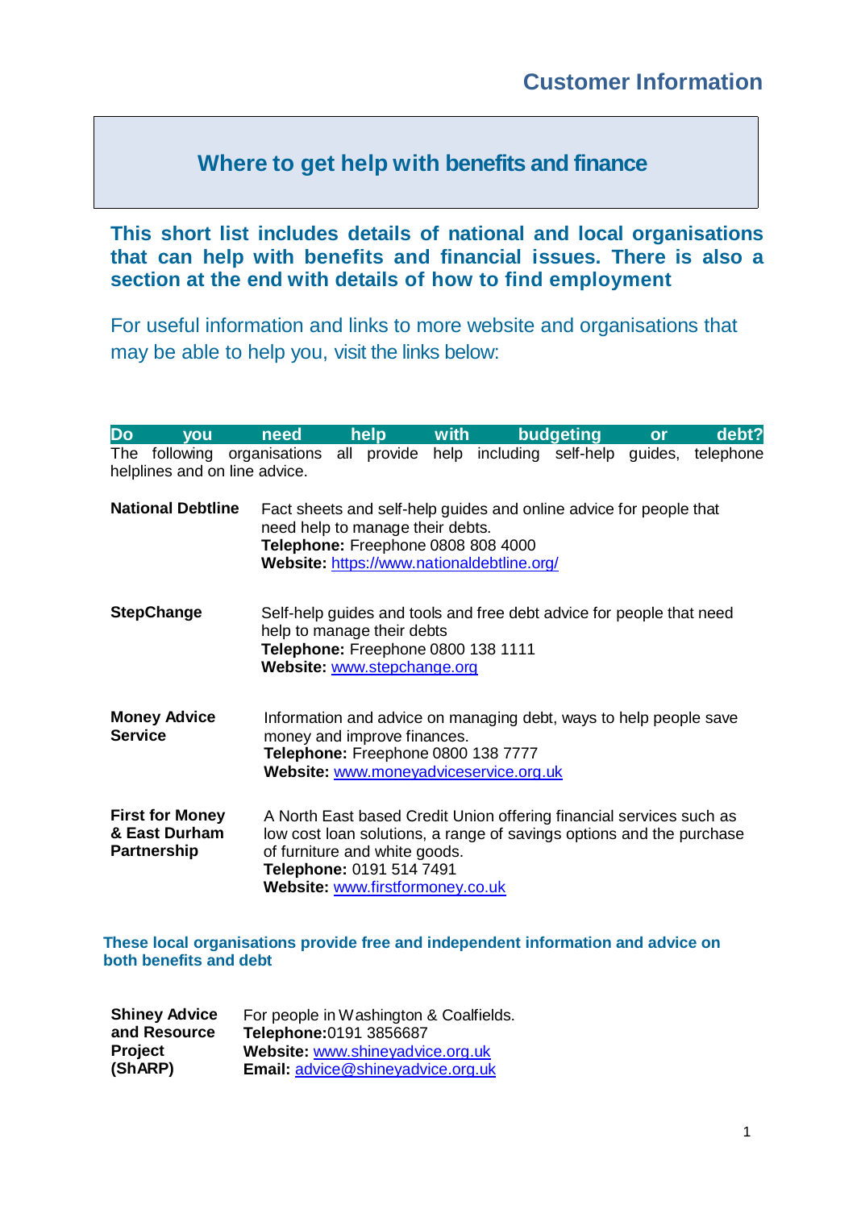Customer Information

# Where to get help with benefits and finance

**This short list includes details of national and local organisations that can help with benefits and financial issues. There is also a section at the end with details of how to find employment**

For useful information and links to more website and organisations that may be able to help you, visit the links below:

## Do you need help with budgeting or debt?

The following organisations all provide help including self-help guides, telephone helplines and on line advice.

**National Debtline**

Fact sheets and self-help guides and online advice for people that need help to manage their debts.
**Telephone:** Freephone 0808 808 4000
**Website:** https://www.nationaldebtline.org/

**StepChange**

Self-help guides and tools and free debt advice for people that need help to manage their debts
**Telephone:** Freephone 0800 138 1111
**Website:** www.stepchange.org

**Money Advice Service**

Information and advice on managing debt, ways to help people save money and improve finances.
**Telephone:** Freephone 0800 138 7777
**Website:** www.moneyadviceservice.org.uk

**First for Money & East Durham Partnership**

A North East based Credit Union offering financial services such as low cost loan solutions, a range of savings options and the purchase of furniture and white goods.
**Telephone:** 0191 514 7491
**Website:** www.firstformoney.co.uk

### These local organisations provide free and independent information and advice on both benefits and debt

**Shiney Advice and Resource Project (ShARP)**

For people in Washington & Coalfields.
**Telephone:** 0191 3856687
**Website:** www.shineyadvice.org.uk
**Email:** advice@shineyadvice.org.uk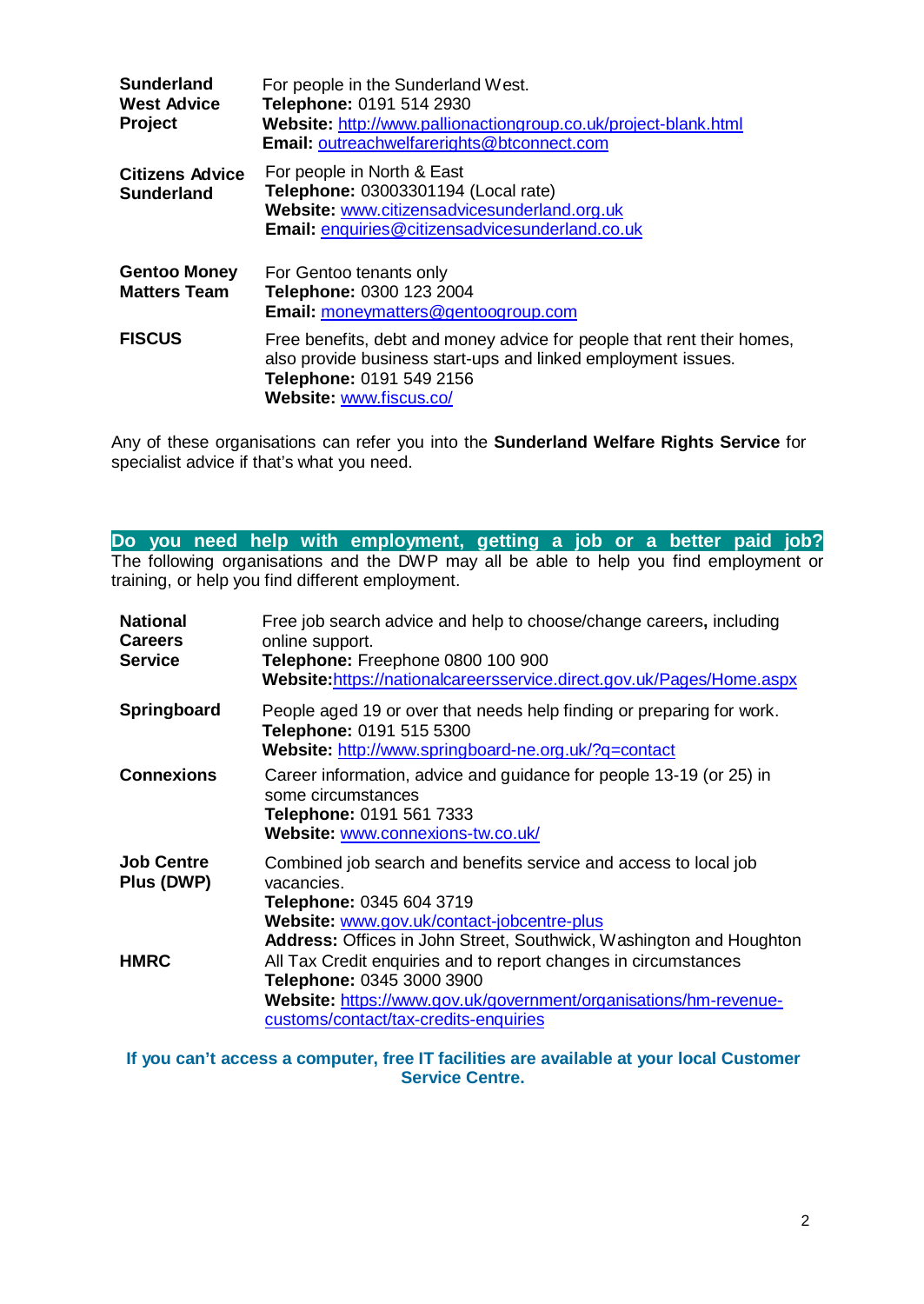| | |
|---|---|
| **Sunderland West Advice Project** | For people in the Sunderland West.<br>**Telephone:** 0191 514 2930<br>**Website:** http://www.pallionactiongroup.co.uk/project-blank.html<br>**Email:** outreachwelfarerights@btconnect.com |
| **Citizens Advice Sunderland** | For people in North & East<br>**Telephone:** 03003301194 (Local rate)<br>**Website:** www.citizensadvicesunderland.org.uk<br>**Email:** enquiries@citizensadvicesunderland.co.uk |
| **Gentoo Money Matters Team** | For Gentoo tenants only<br>**Telephone:** 0300 123 2004<br>**Email:** moneymatters@gentoogroup.com |
| **FISCUS** | Free benefits, debt and money advice for people that rent their homes, also provide business start-ups and linked employment issues.<br>**Telephone:** 0191 549 2156<br>**Website:** www.fiscus.co/ |

Any of these organisations can refer you into the **Sunderland Welfare Rights Service** for specialist advice if that's what you need.

## Do you need help with employment, getting a job or a better paid job?

The following organisations and the DWP may all be able to help you find employment or training, or help you find different employment.

| | |
|---|---|
| **National Careers Service** | Free job search advice and help to choose/change careers, including online support.<br>**Telephone:** Freephone 0800 100 900<br>**Website:** https://nationalcareersservice.direct.gov.uk/Pages/Home.aspx |
| **Springboard** | People aged 19 or over that needs help finding or preparing for work.<br>**Telephone:** 0191 515 5300<br>**Website:** http://www.springboard-ne.org.uk/?q=contact |
| **Connexions** | Career information, advice and guidance for people 13-19 (or 25) in some circumstances<br>**Telephone:** 0191 561 7333<br>**Website:** www.connexions-tw.co.uk/ |
| **Job Centre Plus (DWP)** | Combined job search and benefits service and access to local job vacancies.<br>**Telephone:** 0345 604 3719<br>**Website:** www.gov.uk/contact-jobcentre-plus<br>**Address:** Offices in John Street, Southwick, Washington and Houghton |
| **HMRC** | All Tax Credit enquiries and to report changes in circumstances<br>**Telephone:** 0345 3000 3900<br>**Website:** https://www.gov.uk/government/organisations/hm-revenue-customs/contact/tax-credits-enquiries |

**If you can't access a computer, free IT facilities are available at your local Customer Service Centre.**